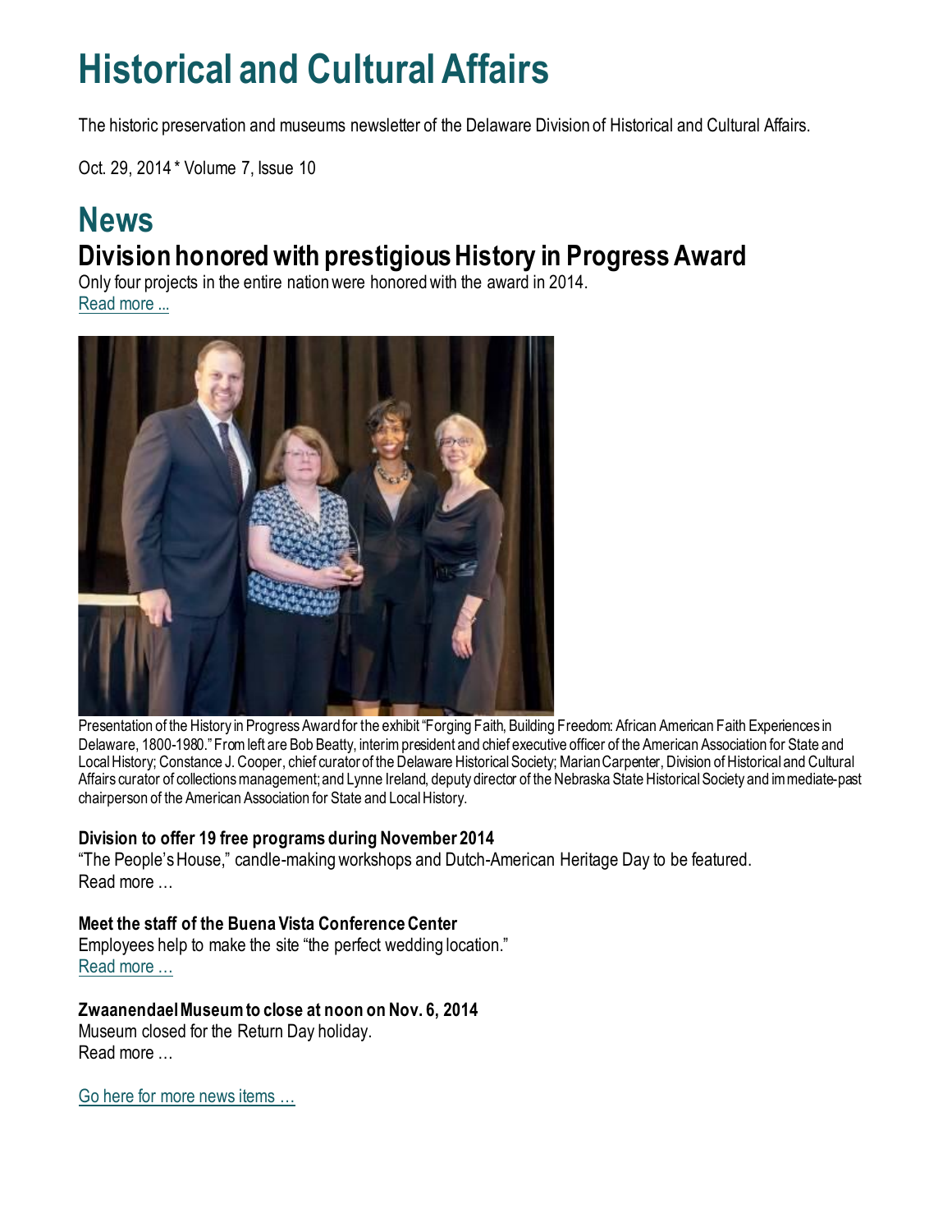# Historical and Cultural Affairs

The historic preservation and museums newsletter of the Delaware Division of Historical and Cultural Affairs.

Oct. 29, 2014 * Volume 7, Issue 10

# News

## Division honored with prestigious History in Progress Award

Only four projects in the entire nation were honored with the award in 2014.
Read more ...

Presentation of the History in Progress Award for the exhibit "Forging Faith, Building Freedom: African American Faith Experiences in Delaware, 1800-1980." From left are Bob Beatty, interim president and chief executive officer of the American Association for State and Local History; Constance J. Cooper, chief curator of the Delaware Historical Society; Marian Carpenter, Division of Historical and Cultural Affairs curator of collections management; and Lynne Ireland, deputy director of the Nebraska State Historical Society and immediate-past chairperson of the American Association for State and Local History.

### Division to offer 19 free programs during November 2014

"The People's House," candle-making workshops and Dutch-American Heritage Day to be featured.
Read more …

### Meet the staff of the Buena Vista Conference Center

Employees help to make the site "the perfect wedding location."
Read more …

### Zwaanendael Museum to close at noon on Nov. 6, 2014

Museum closed for the Return Day holiday.
Read more …

Go here for more news items …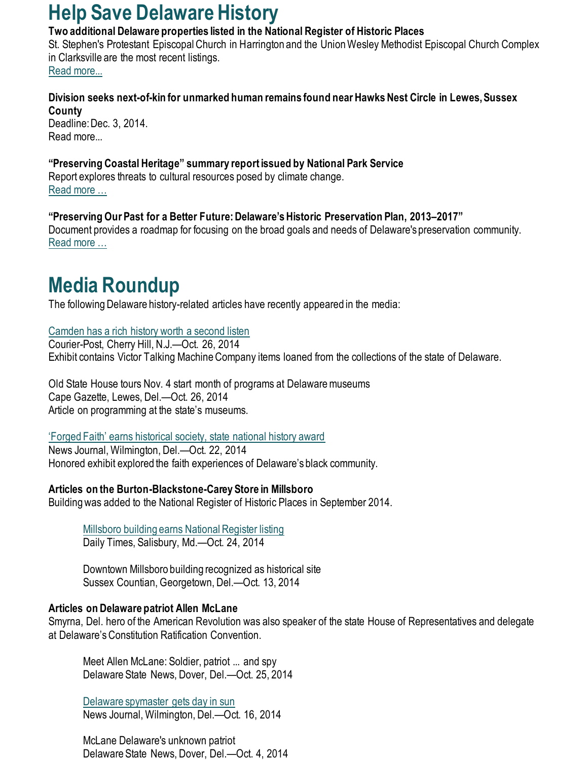# Help Save Delaware History

**Two additional Delaware properties listed in the National Register of Historic Places**

St. Stephen's Protestant Episcopal Church in Harrington and the Union Wesley Methodist Episcopal Church Complex in Clarksville are the most recent listings.

Read more...

**Division seeks next-of-kin for unmarked human remains found near Hawks Nest Circle in Lewes, Sussex County**

Deadline: Dec. 3, 2014.

Read more...

**"Preserving Coastal Heritage" summary report issued by National Park Service**

Report explores threats to cultural resources posed by climate change.

Read more …

**"Preserving Our Past for a Better Future: Delaware's Historic Preservation Plan, 2013–2017"**

Document provides a roadmap for focusing on the broad goals and needs of Delaware's preservation community.

Read more …

# Media Roundup

The following Delaware history-related articles have recently appeared in the media:

Camden has a rich history worth a second listen
Courier-Post, Cherry Hill, N.J.—Oct. 26, 2014
Exhibit contains Victor Talking Machine Company items loaned from the collections of the state of Delaware.

Old State House tours Nov. 4 start month of programs at Delaware museums
Cape Gazette, Lewes, Del.—Oct. 26, 2014
Article on programming at the state's museums.

'Forged Faith' earns historical society, state national history award
News Journal, Wilmington, Del.—Oct. 22, 2014
Honored exhibit explored the faith experiences of Delaware's black community.

**Articles on the Burton-Blackstone-Carey Store in Millsboro**

Building was added to the National Register of Historic Places in September 2014.

> Millsboro building earns National Register listing
> Daily Times, Salisbury, Md.—Oct. 24, 2014
>
> Downtown Millsboro building recognized as historical site
> Sussex Countian, Georgetown, Del.—Oct. 13, 2014

**Articles on Delaware patriot Allen McLane**

Smyrna, Del. hero of the American Revolution was also speaker of the state House of Representatives and delegate at Delaware's Constitution Ratification Convention.

> Meet Allen McLane: Soldier, patriot ... and spy
> Delaware State News, Dover, Del.—Oct. 25, 2014
>
> Delaware spymaster gets day in sun
> News Journal, Wilmington, Del.—Oct. 16, 2014
>
> McLane Delaware's unknown patriot
> Delaware State News, Dover, Del.—Oct. 4, 2014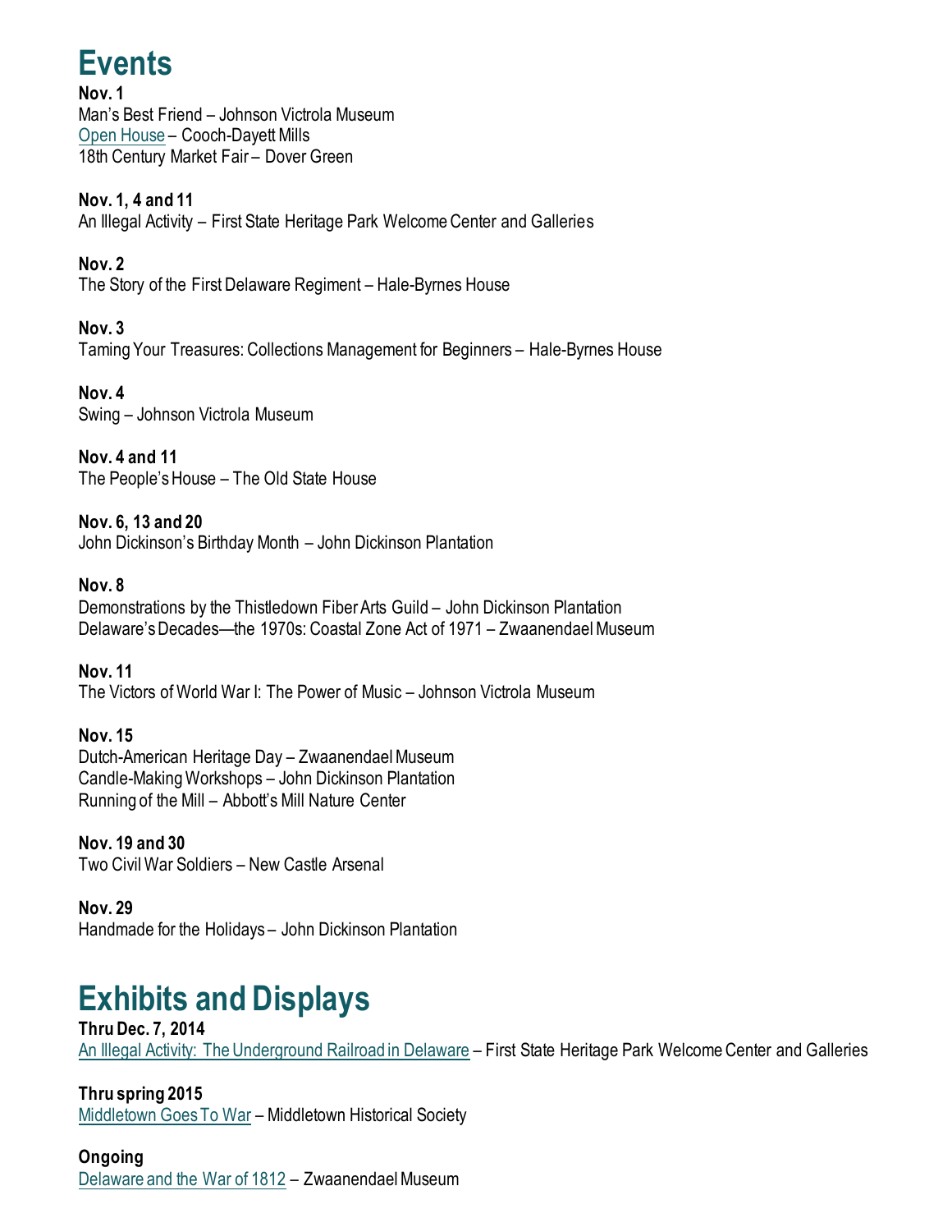# Events

**Nov. 1**
Man's Best Friend – Johnson Victrola Museum
Open House – Cooch-Dayett Mills
18th Century Market Fair – Dover Green

**Nov. 1, 4 and 11**
An Illegal Activity – First State Heritage Park Welcome Center and Galleries

**Nov. 2**
The Story of the First Delaware Regiment – Hale-Byrnes House

**Nov. 3**
Taming Your Treasures: Collections Management for Beginners – Hale-Byrnes House

**Nov. 4**
Swing – Johnson Victrola Museum

**Nov. 4 and 11**
The People's House – The Old State House

**Nov. 6, 13 and 20**
John Dickinson's Birthday Month – John Dickinson Plantation

**Nov. 8**
Demonstrations by the Thistledown Fiber Arts Guild – John Dickinson Plantation
Delaware's Decades—the 1970s: Coastal Zone Act of 1971 – Zwaanendael Museum

**Nov. 11**
The Victors of World War I: The Power of Music – Johnson Victrola Museum

**Nov. 15**
Dutch-American Heritage Day – Zwaanendael Museum
Candle-Making Workshops – John Dickinson Plantation
Running of the Mill – Abbott's Mill Nature Center

**Nov. 19 and 30**
Two Civil War Soldiers – New Castle Arsenal

**Nov. 29**
Handmade for the Holidays – John Dickinson Plantation

# Exhibits and Displays

**Thru Dec. 7, 2014**
An Illegal Activity: The Underground Railroad in Delaware – First State Heritage Park Welcome Center and Galleries

**Thru spring 2015**
Middletown Goes To War – Middletown Historical Society

**Ongoing**
Delaware and the War of 1812 – Zwaanendael Museum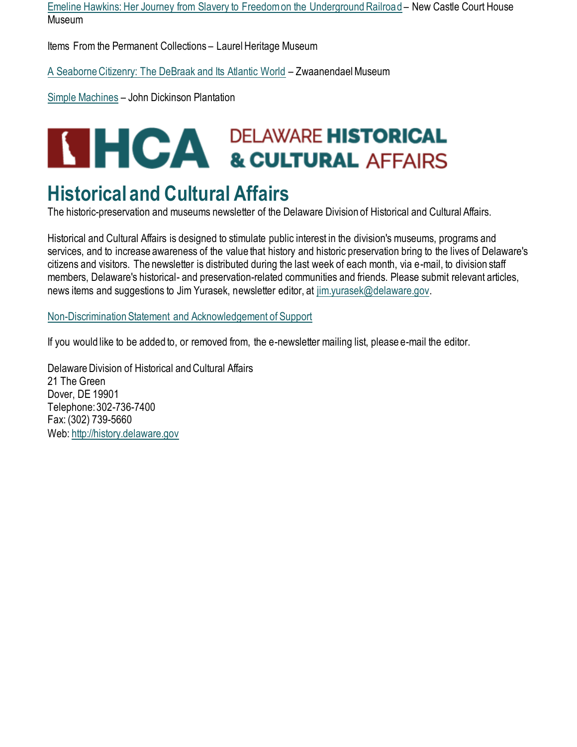Emeline Hawkins: Her Journey from Slavery to Freedom on the Underground Railroad – New Castle Court House Museum

Items From the Permanent Collections – Laurel Heritage Museum

A Seaborne Citizenry: The DeBraak and Its Atlantic World – Zwaanendael Museum

Simple Machines – John Dickinson Plantation

HCA DELAWARE HISTORICAL & CULTURAL AFFAIRS

# Historical and Cultural Affairs

The historic-preservation and museums newsletter of the Delaware Division of Historical and Cultural Affairs.

Historical and Cultural Affairs is designed to stimulate public interest in the division's museums, programs and services, and to increase awareness of the value that history and historic preservation bring to the lives of Delaware's citizens and visitors. The newsletter is distributed during the last week of each month, via e-mail, to division staff members, Delaware's historical- and preservation-related communities and friends. Please submit relevant articles, news items and suggestions to Jim Yurasek, newsletter editor, at jim.yurasek@delaware.gov.

Non-Discrimination Statement and Acknowledgement of Support

If you would like to be added to, or removed from, the e-newsletter mailing list, please e-mail the editor.

Delaware Division of Historical and Cultural Affairs
21 The Green
Dover, DE 19901
Telephone: 302-736-7400
Fax: (302) 739-5660
Web: http://history.delaware.gov